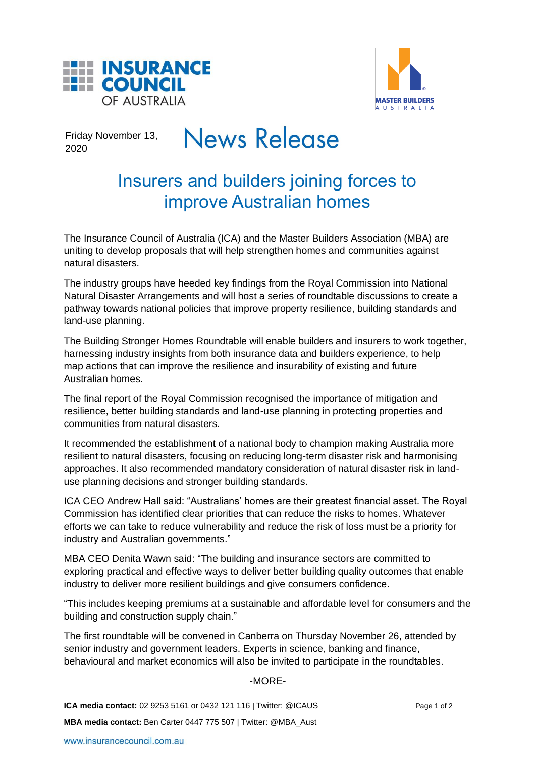INSURANCE COUNCIL OF AUSTRALIA

MASTER BUILDERS AUSTRALIA

Friday November 13, 2020

# News Release

## Insurers and builders joining forces to improve Australian homes

The Insurance Council of Australia (ICA) and the Master Builders Association (MBA) are uniting to develop proposals that will help strengthen homes and communities against natural disasters.

The industry groups have heeded key findings from the Royal Commission into National Natural Disaster Arrangements and will host a series of roundtable discussions to create a pathway towards national policies that improve property resilience, building standards and land-use planning.

The Building Stronger Homes Roundtable will enable builders and insurers to work together, harnessing industry insights from both insurance data and builders experience, to help map actions that can improve the resilience and insurability of existing and future Australian homes.

The final report of the Royal Commission recognised the importance of mitigation and resilience, better building standards and land-use planning in protecting properties and communities from natural disasters.

It recommended the establishment of a national body to champion making Australia more resilient to natural disasters, focusing on reducing long-term disaster risk and harmonising approaches. It also recommended mandatory consideration of natural disaster risk in land-use planning decisions and stronger building standards.

ICA CEO Andrew Hall said: "Australians' homes are their greatest financial asset. The Royal Commission has identified clear priorities that can reduce the risks to homes. Whatever efforts we can take to reduce vulnerability and reduce the risk of loss must be a priority for industry and Australian governments."

MBA CEO Denita Wawn said: "The building and insurance sectors are committed to exploring practical and effective ways to deliver better building quality outcomes that enable industry to deliver more resilient buildings and give consumers confidence.

"This includes keeping premiums at a sustainable and affordable level for consumers and the building and construction supply chain."

The first roundtable will be convened in Canberra on Thursday November 26, attended by senior industry and government leaders. Experts in science, banking and finance, behavioural and market economics will also be invited to participate in the roundtables.

-MORE-

**ICA media contact:** 02 9253 5161 or 0432 121 116 | Twitter: @ICAUS

**MBA media contact:** Ben Carter 0447 775 507 | Twitter: @MBA_Aust

www.insurancecouncil.com.au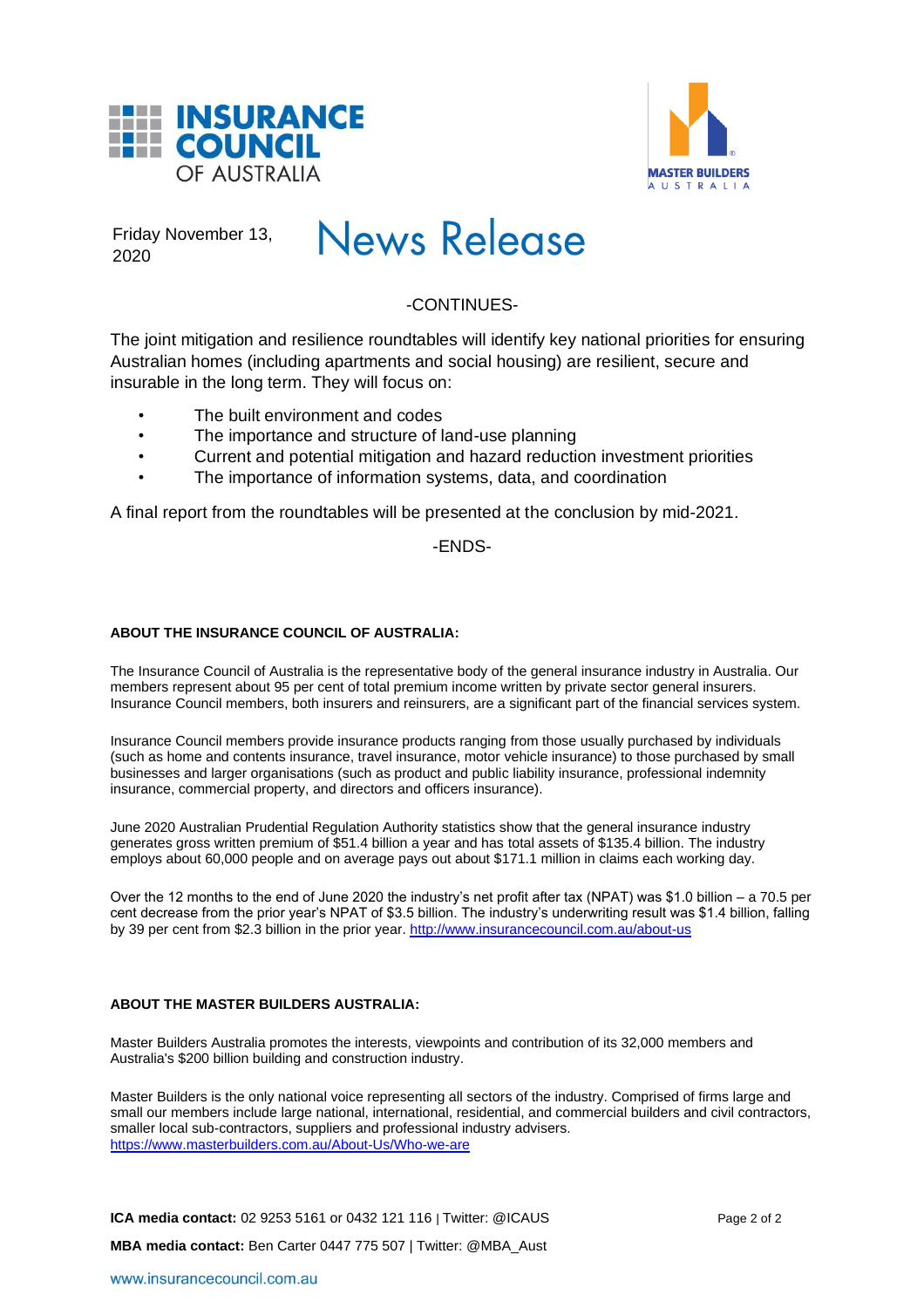Friday November 13, 2020

# News Release

-CONTINUES-

The joint mitigation and resilience roundtables will identify key national priorities for ensuring Australian homes (including apartments and social housing) are resilient, secure and insurable in the long term. They will focus on:

- The built environment and codes
- The importance and structure of land-use planning
- Current and potential mitigation and hazard reduction investment priorities
- The importance of information systems, data, and coordination

A final report from the roundtables will be presented at the conclusion by mid-2021.

-ENDS-

**ABOUT THE INSURANCE COUNCIL OF AUSTRALIA:**

The Insurance Council of Australia is the representative body of the general insurance industry in Australia. Our members represent about 95 per cent of total premium income written by private sector general insurers. Insurance Council members, both insurers and reinsurers, are a significant part of the financial services system.

Insurance Council members provide insurance products ranging from those usually purchased by individuals (such as home and contents insurance, travel insurance, motor vehicle insurance) to those purchased by small businesses and larger organisations (such as product and public liability insurance, professional indemnity insurance, commercial property, and directors and officers insurance).

June 2020 Australian Prudential Regulation Authority statistics show that the general insurance industry generates gross written premium of $51.4 billion a year and has total assets of $135.4 billion. The industry employs about 60,000 people and on average pays out about $171.1 million in claims each working day.

Over the 12 months to the end of June 2020 the industry's net profit after tax (NPAT) was $1.0 billion – a 70.5 per cent decrease from the prior year's NPAT of $3.5 billion. The industry's underwriting result was $1.4 billion, falling by 39 per cent from $2.3 billion in the prior year. http://www.insurancecouncil.com.au/about-us

**ABOUT THE MASTER BUILDERS AUSTRALIA:**

Master Builders Australia promotes the interests, viewpoints and contribution of its 32,000 members and Australia's $200 billion building and construction industry.

Master Builders is the only national voice representing all sectors of the industry. Comprised of firms large and small our members include large national, international, residential, and commercial builders and civil contractors, smaller local sub-contractors, suppliers and professional industry advisers. https://www.masterbuilders.com.au/About-Us/Who-we-are

**ICA media contact:** 02 9253 5161 or 0432 121 116 | Twitter: @ICAUS

**MBA media contact:** Ben Carter 0447 775 507 | Twitter: @MBA_Aust

www.insurancecouncil.com.au